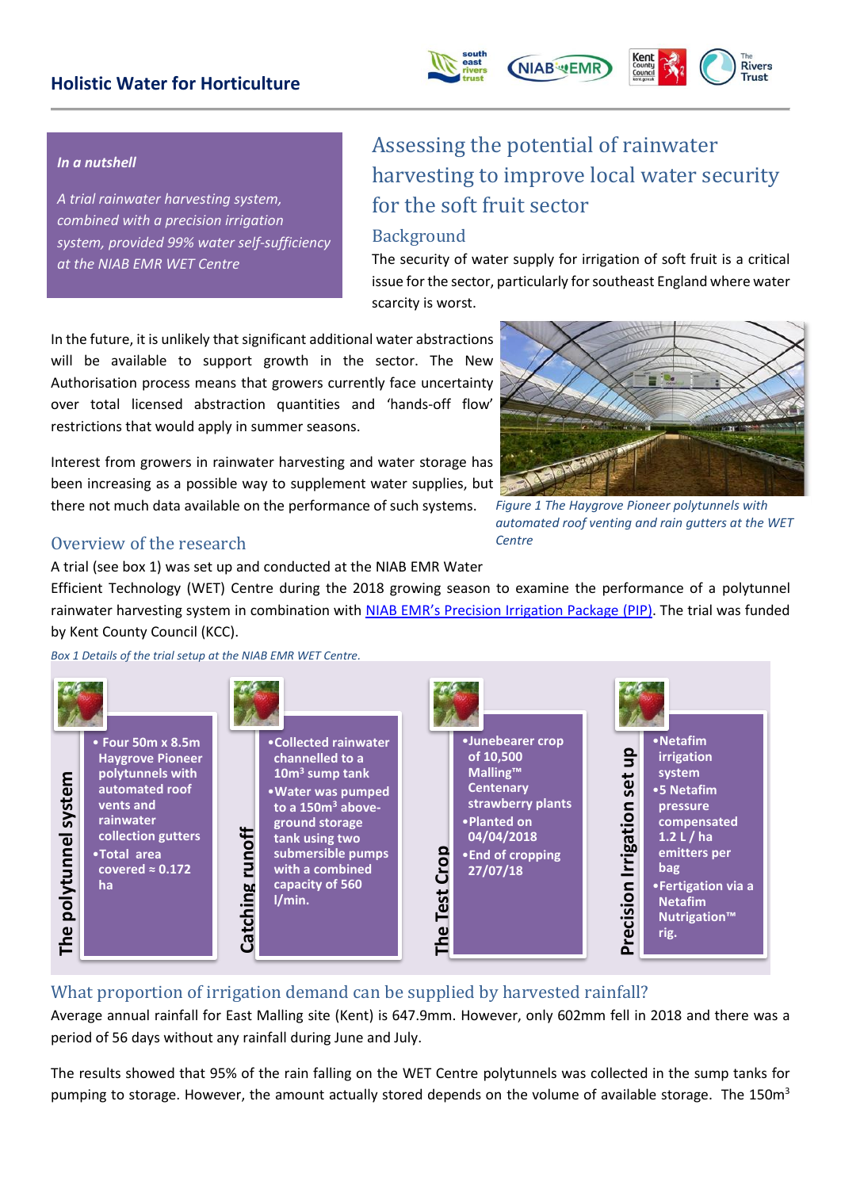## Holistic Water for Horticulture

***In a nutshell***

*A trial rainwater harvesting system, combined with a precision irrigation system, provided 99% water self-sufficiency at the NIAB EMR WET Centre*

# Assessing the potential of rainwater harvesting to improve local water security for the soft fruit sector

## Background

The security of water supply for irrigation of soft fruit is a critical issue for the sector, particularly for southeast England where water scarcity is worst.

In the future, it is unlikely that additional water abstractions will be available to support growth in the sector. The New Authorisation process means that growers currently face uncertainty over total licensed abstraction quantities and 'hands-off flow' restrictions that would apply in summer seasons.

Interest from growers in rainwater harvesting and water storage has been increasing as a possible way to supplement water supplies, but there not much data available on the performance of such systems.

*Figure 1 The Haygrove Pioneer polytunnels with automated roof venting and rain gutters at the WET Centre*

## Overview of the research

A trial (see box 1) was set up and conducted at the NIAB EMR Water Efficient Technology (WET) Centre during the 2018 growing season to examine the performance of a polytunnel rainwater harvesting system in combination with NIAB EMR's Precision Irrigation Package (PIP). The trial was funded by Kent County Council (KCC).

*Box 1 Details of the trial setup at the NIAB EMR WET Centre.*

**The polytunnel system**
- Four 50m x 8.5m Haygrove Pioneer polytunnels with automated roof vents and rainwater collection gutters
- Total area covered ≈ 0.172 ha

**Catching runoff**
- Collected rainwater channelled to a 10m³ sump tank
- Water was pumped to a 150m³ above-ground storage tank using two submersible pumps with a combined capacity of 560 l/min.

**The Test Crop**
- Junebearer crop of 10,500 Malling™ Centenary strawberry plants
- Planted on 04/04/2018
- End of cropping 27/07/18

**Precision Irrigation set up**
- Netafim irrigation system
- 5 Netafim pressure compensated 1.2 L / ha emitters per bag
- Fertigation via a Netafim Nutrigation™ rig.

## What proportion of irrigation demand can be supplied by harvested rainfall?

Average annual rainfall for East Malling site (Kent) is 647.9mm. However, only 602mm fell in 2018 and there was a period of 56 days without any rainfall during June and July.

The results showed that 95% of the rain falling on the WET Centre polytunnels was collected in the sump tanks for pumping to storage. However, the amount actually stored depends on the volume of available storage. The 150m³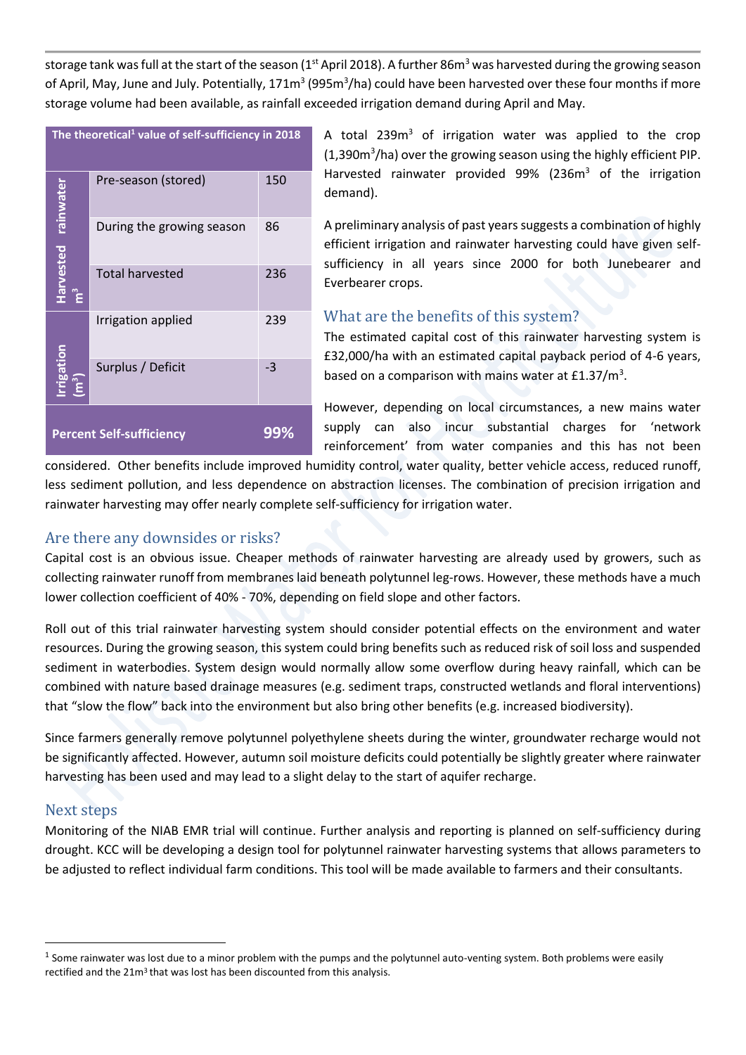storage tank was full at the start of the season (1st April 2018). A further 86m$^3$ was harvested during the growing season of April, May, June and July. Potentially, 171m$^3$ (995m$^3$/ha) could have been harvested over these four months if more storage volume had been available, as rainfall exceeded irrigation demand during April and May.

| The theoretical[1] value of self-sufficiency in 2018 | | |
|---|---|---|
| Harvested rainwater m$^3$ | Pre-season (stored) | 150 |
| | During the growing season | 86 |
| | Total harvested | 236 |
| Irrigation (m$^3$) | Irrigation applied | 239 |
| | Surplus / Deficit | -3 |
| **Percent Self-sufficiency** | | **99%** |

A total 239m$^3$ of irrigation water was applied to the crop (1,390m$^3$/ha) over the growing season using the highly efficient PIP. Harvested rainwater provided 99% (236m$^3$ of the irrigation demand).

A preliminary analysis of past years suggests a combination of highly efficient irrigation and rainwater harvesting could have given self-sufficiency in all years since 2000 for both Junebearer and Everbearer crops.

## What are the benefits of this system?

The estimated capital cost of this rainwater harvesting system is £32,000/ha with an estimated capital payback period of 4-6 years, based on a comparison with mains water at £1.37/m$^3$.

However, depending on local circumstances, a new mains water supply can also incur substantial charges for 'network reinforcement' from water companies and this has not been considered. Other benefits include improved humidity control, water quality, better vehicle access, reduced runoff, less sediment pollution, and less dependence on abstraction licenses. The combination of precision irrigation and rainwater harvesting may offer nearly complete self-sufficiency for irrigation water.

## Are there any downsides or risks?

Capital cost is an obvious issue. Cheaper methods of rainwater harvesting are already used by growers, such as collecting rainwater runoff from membranes laid beneath polytunnel leg-rows. However, these methods have a much lower collection coefficient of 40% - 70%, depending on field slope and other factors.

Roll out of this trial rainwater harvesting system should consider potential effects on the environment and water resources. During the growing season, this system could bring benefits such as reduced risk of soil loss and suspended sediment in waterbodies. System design would normally allow some overflow during heavy rainfall, which can be combined with nature based drainage measures (e.g. sediment traps, constructed wetlands and floral interventions) that "slow the flow" back into the environment but also bring other benefits (e.g. increased biodiversity).

Since farmers generally remove polytunnel polyethylene sheets during the winter, groundwater recharge would not be significantly affected. However, autumn soil moisture deficits could potentially be slightly greater where rainwater harvesting has been used and may lead to a slight delay to the start of aquifer recharge.

## Next steps

Monitoring of the NIAB EMR trial will continue. Further analysis and reporting is planned on self-sufficiency during drought. KCC will be developing a design tool for polytunnel rainwater harvesting systems that allows parameters to be adjusted to reflect individual farm conditions. This tool will be made available to farmers and their consultants.

[1] Some rainwater was lost due to a minor problem with the pumps and the polytunnel auto-venting system. Both problems were easily rectified and the 21m$^3$ that was lost has been discounted from this analysis.